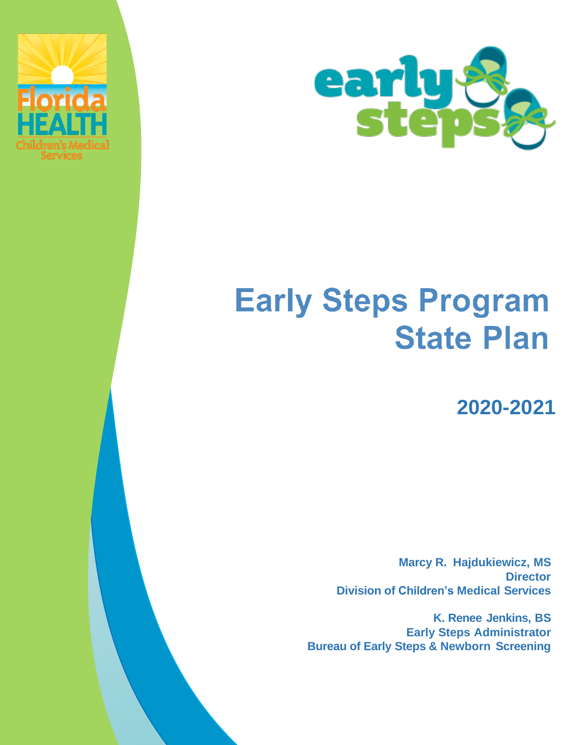# Early Steps Program State Plan

## 2020-2021

**Marcy R. Hajdukiewicz, MS**
**Director**
**Division of Children's Medical Services**

**K. Renee Jenkins, BS**
**Early Steps Administrator**
**Bureau of Early Steps & Newborn Screening**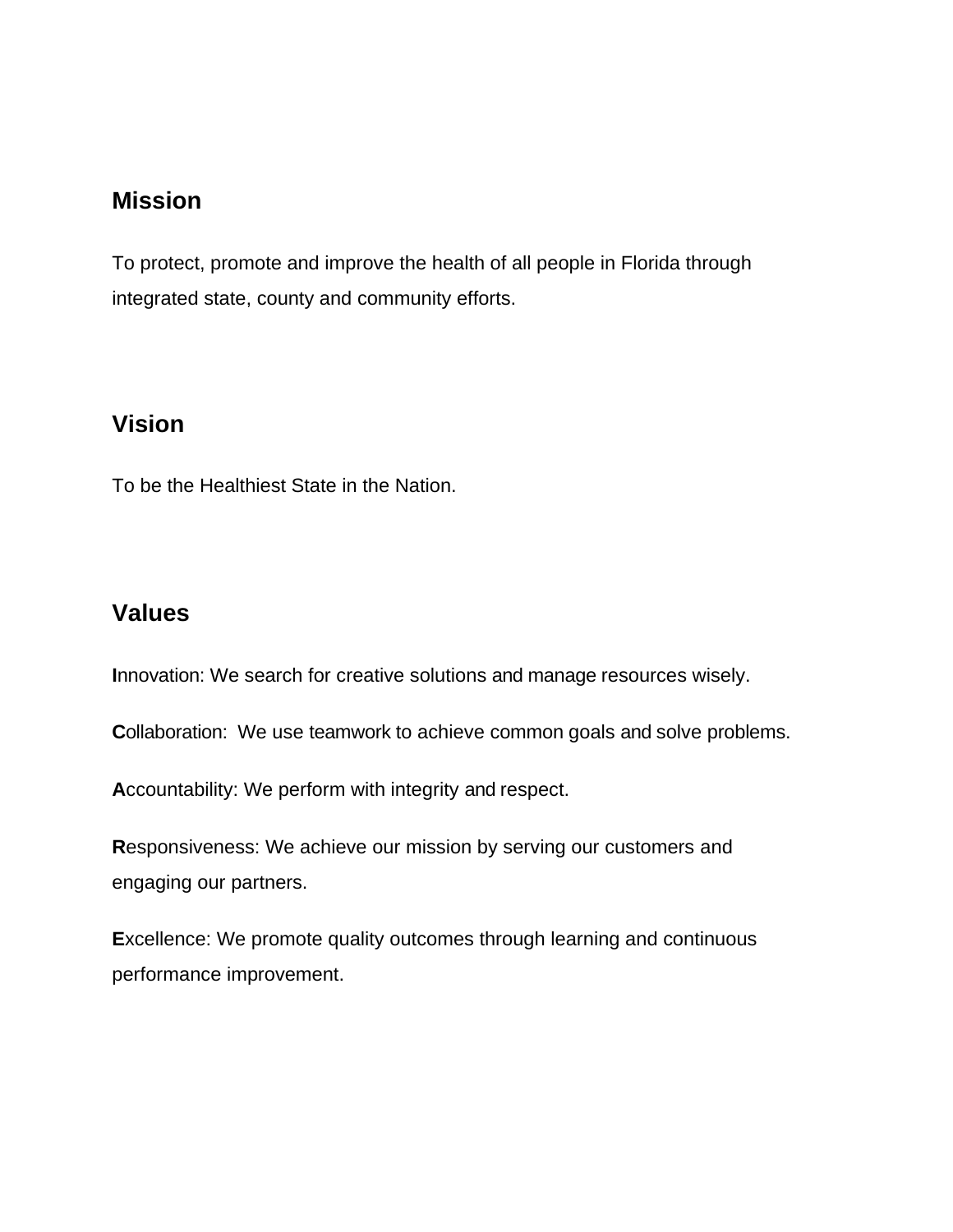## Mission

To protect, promote and improve the health of all people in Florida through integrated state, county and community efforts.

## Vision

To be the Healthiest State in the Nation.

## Values

**I**nnovation: We search for creative solutions and manage resources wisely.

**C**ollaboration: We use teamwork to achieve common goals and solve problems.

**A**ccountability: We perform with integrity and respect.

**R**esponsiveness: We achieve our mission by serving our customers and engaging our partners.

**E**xcellence: We promote quality outcomes through learning and continuous performance improvement.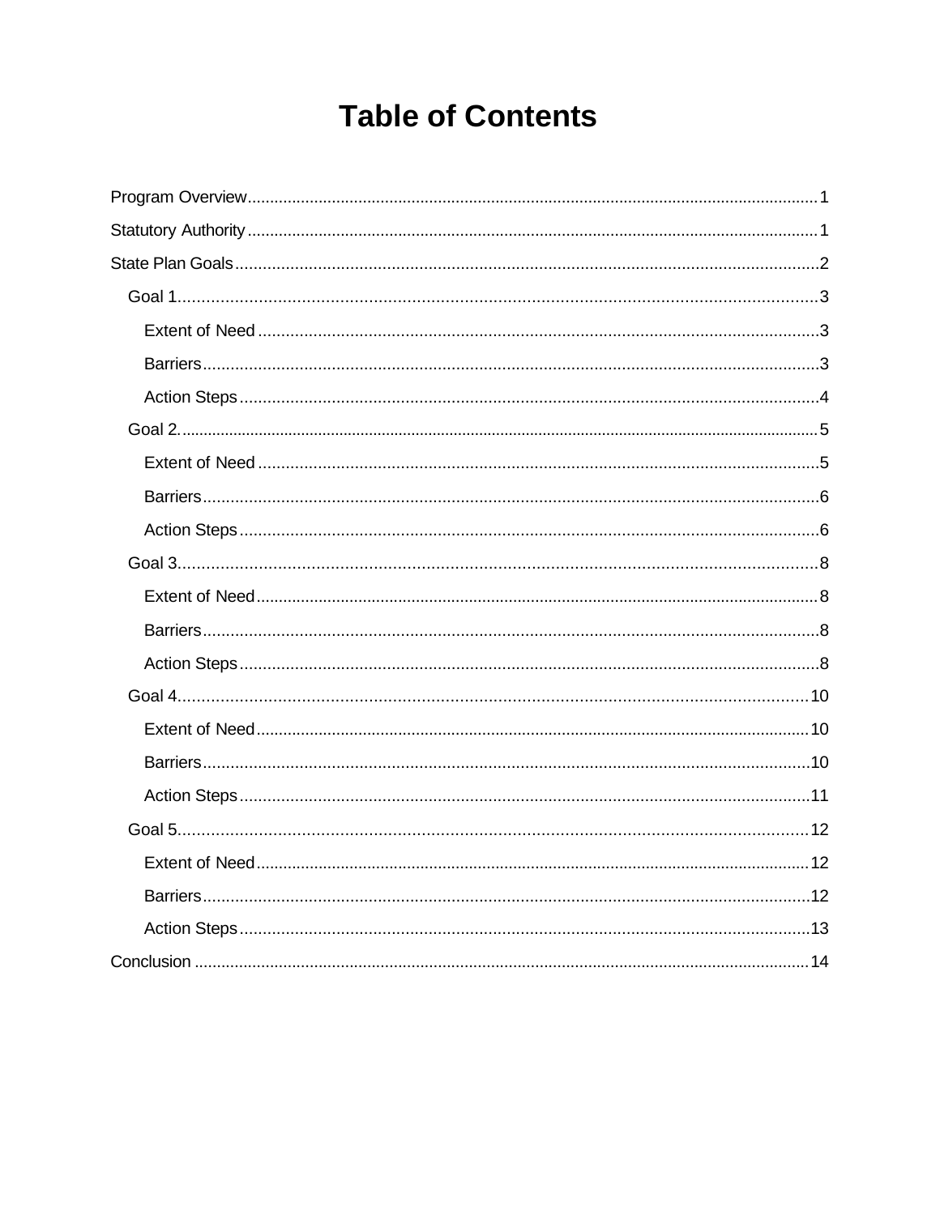# Table of Contents

Program Overview.....1

Statutory Authority.....1

State Plan Goals.....2

- Goal 1.....3
  - Extent of Need.....3
  - Barriers.....3
  - Action Steps.....4
- Goal 2.....5
  - Extent of Need.....5
  - Barriers.....6
  - Action Steps.....6
- Goal 3.....8
  - Extent of Need.....8
  - Barriers.....8
  - Action Steps.....8
- Goal 4.....10
  - Extent of Need.....10
  - Barriers.....10
  - Action Steps.....11
- Goal 5.....12
  - Extent of Need.....12
  - Barriers.....12
  - Action Steps.....13

Conclusion.....14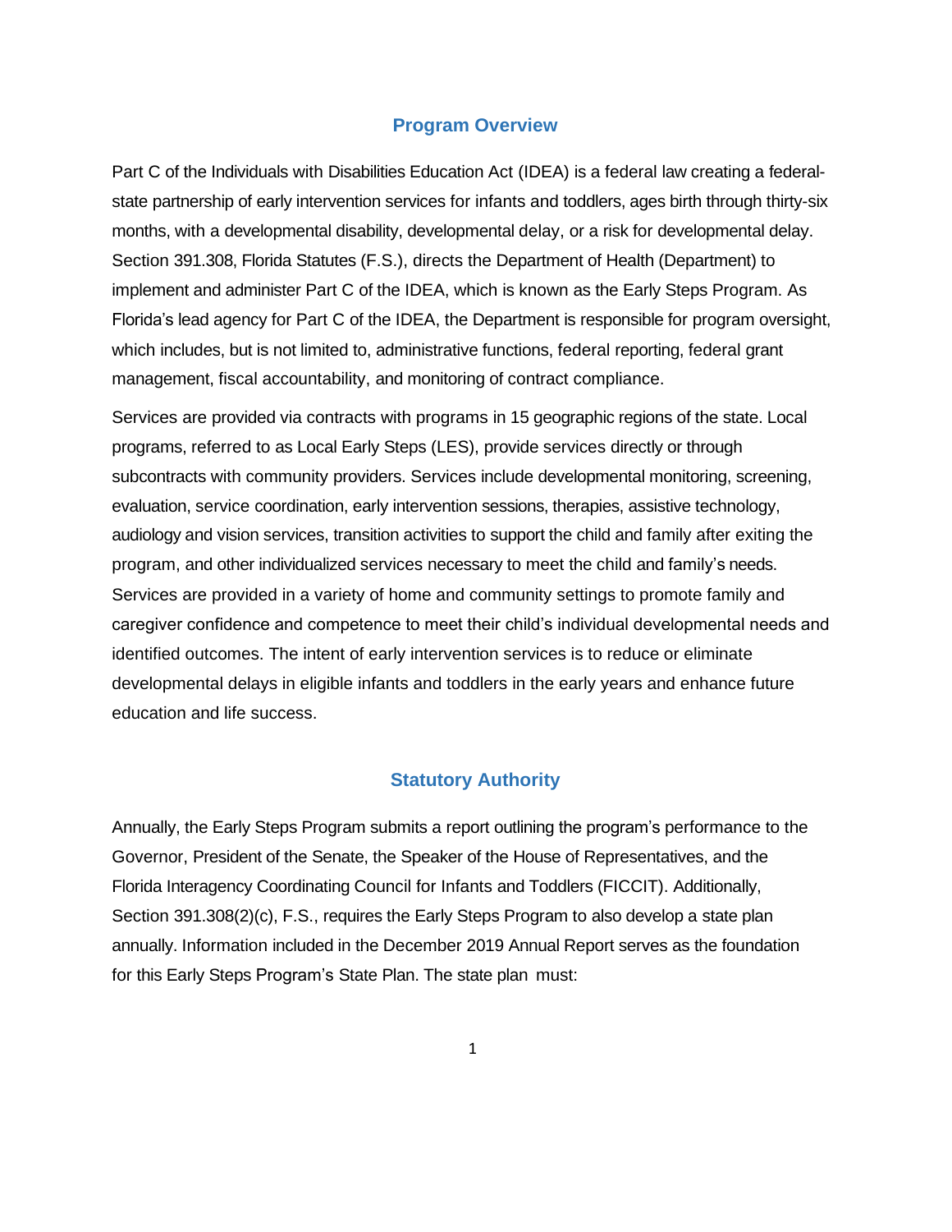## Program Overview

Part C of the Individuals with Disabilities Education Act (IDEA) is a federal law creating a federal-state partnership of early intervention services for infants and toddlers, ages birth through thirty-six months, with a developmental disability, developmental delay, or a risk for developmental delay. Section 391.308, Florida Statutes (F.S.), directs the Department of Health (Department) to implement and administer Part C of the IDEA, which is known as the Early Steps Program. As Florida's lead agency for Part C of the IDEA, the Department is responsible for program oversight, which includes, but is not limited to, administrative functions, federal reporting, federal grant management, fiscal accountability, and monitoring of contract compliance.

Services are provided via contracts with programs in 15 geographic regions of the state. Local programs, referred to as Local Early Steps (LES), provide services directly or through subcontracts with community providers. Services include developmental monitoring, screening, evaluation, service coordination, early intervention sessions, therapies, assistive technology, audiology and vision services, transition activities to support the child and family after exiting the program, and other individualized services necessary to meet the child and family's needs. Services are provided in a variety of home and community settings to promote family and caregiver confidence and competence to meet their child's individual developmental needs and identified outcomes. The intent of early intervention services is to reduce or eliminate developmental delays in eligible infants and toddlers in the early years and enhance future education and life success.

## Statutory Authority

Annually, the Early Steps Program submits a report outlining the program's performance to the Governor, President of the Senate, the Speaker of the House of Representatives, and the Florida Interagency Coordinating Council for Infants and Toddlers (FICCIT). Additionally, Section 391.308(2)(c), F.S., requires the Early Steps Program to also develop a state plan annually. Information included in the December 2019 Annual Report serves as the foundation for this Early Steps Program's State Plan. The state plan must: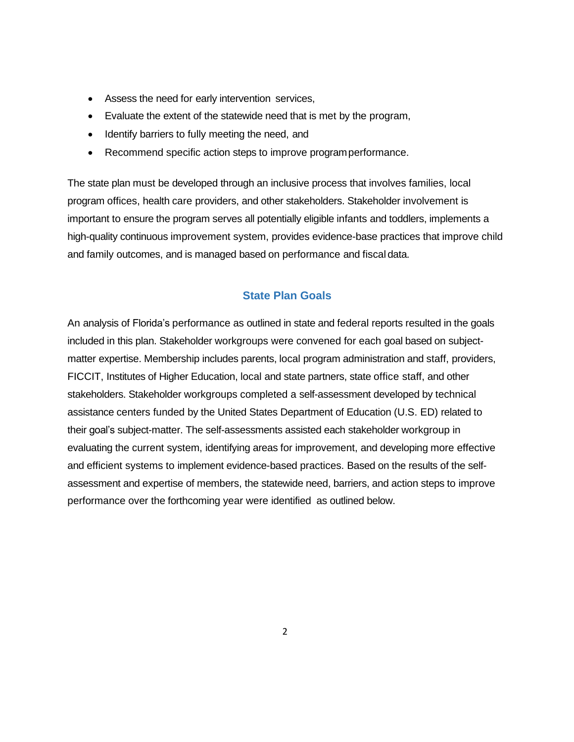- Assess the need for early intervention services,
- Evaluate the extent of the statewide need that is met by the program,
- Identify barriers to fully meeting the need, and
- Recommend specific action steps to improve program performance.

The state plan must be developed through an inclusive process that involves families, local program offices, health care providers, and other stakeholders. Stakeholder involvement is important to ensure the program serves all potentially eligible infants and toddlers, implements a high-quality continuous improvement system, provides evidence-base practices that improve child and family outcomes, and is managed based on performance and fiscal data.

## State Plan Goals

An analysis of Florida's performance as outlined in state and federal reports resulted in the goals included in this plan. Stakeholder workgroups were convened for each goal based on subject-matter expertise. Membership includes parents, local program administration and staff, providers, FICCIT, Institutes of Higher Education, local and state partners, state office staff, and other stakeholders. Stakeholder workgroups completed a self-assessment developed by technical assistance centers funded by the United States Department of Education (U.S. ED) related to their goal's subject-matter. The self-assessments assisted each stakeholder workgroup in evaluating the current system, identifying areas for improvement, and developing more effective and efficient systems to implement evidence-based practices. Based on the results of the self-assessment and expertise of members, the statewide need, barriers, and action steps to improve performance over the forthcoming year were identified as outlined below.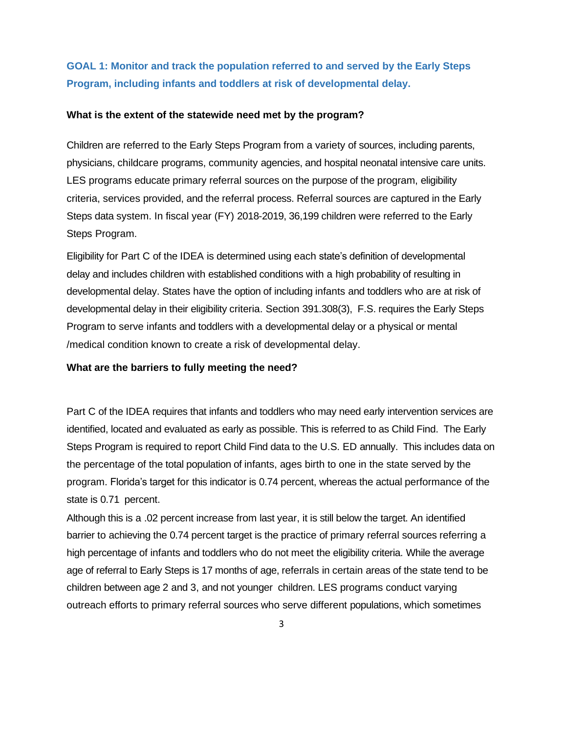## GOAL 1: Monitor and track the population referred to and served by the Early Steps Program, including infants and toddlers at risk of developmental delay.

**What is the extent of the statewide need met by the program?**

Children are referred to the Early Steps Program from a variety of sources, including parents, physicians, childcare programs, community agencies, and hospital neonatal intensive care units. LES programs educate primary referral sources on the purpose of the program, eligibility criteria, services provided, and the referral process. Referral sources are captured in the Early Steps data system. In fiscal year (FY) 2018-2019, 36,199 children were referred to the Early Steps Program.

Eligibility for Part C of the IDEA is determined using each state's definition of developmental delay and includes children with established conditions with a high probability of resulting in developmental delay. States have the option of including infants and toddlers who are at risk of developmental delay in their eligibility criteria. Section 391.308(3), F.S. requires the Early Steps Program to serve infants and toddlers with a developmental delay or a physical or mental /medical condition known to create a risk of developmental delay.

**What are the barriers to fully meeting the need?**

Part C of the IDEA requires that infants and toddlers who may need early intervention services are identified, located and evaluated as early as possible. This is referred to as Child Find. The Early Steps Program is required to report Child Find data to the U.S. ED annually. This includes data on the percentage of the total population of infants, ages birth to one in the state served by the program. Florida's target for this indicator is 0.74 percent, whereas the actual performance of the state is 0.71 percent.

Although this is a .02 percent increase from last year, it is still below the target. An identified barrier to achieving the 0.74 percent target is the practice of primary referral sources referring a high percentage of infants and toddlers who do not meet the eligibility criteria. While the average age of referral to Early Steps is 17 months of age, referrals in certain areas of the state tend to be children between age 2 and 3, and not younger children. LES programs conduct varying outreach efforts to primary referral sources who serve different populations, which sometimes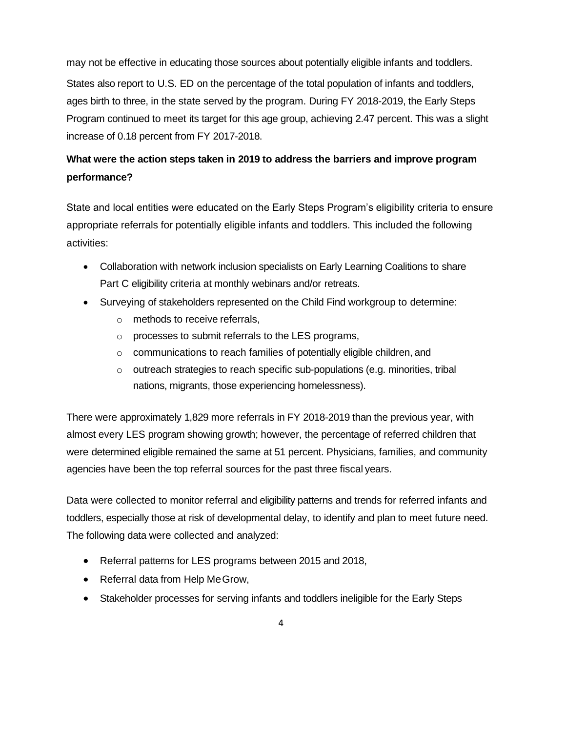may not be effective in educating those sources about potentially eligible infants and toddlers.

States also report to U.S. ED on the percentage of the total population of infants and toddlers, ages birth to three, in the state served by the program. During FY 2018-2019, the Early Steps Program continued to meet its target for this age group, achieving 2.47 percent. This was a slight increase of 0.18 percent from FY 2017-2018.

**What were the action steps taken in 2019 to address the barriers and improve program performance?**

State and local entities were educated on the Early Steps Program's eligibility criteria to ensure appropriate referrals for potentially eligible infants and toddlers. This included the following activities:

- Collaboration with network inclusion specialists on Early Learning Coalitions to share Part C eligibility criteria at monthly webinars and/or retreats.
- Surveying of stakeholders represented on the Child Find workgroup to determine:
  - methods to receive referrals,
  - processes to submit referrals to the LES programs,
  - communications to reach families of potentially eligible children, and
  - outreach strategies to reach specific sub-populations (e.g. minorities, tribal nations, migrants, those experiencing homelessness).

There were approximately 1,829 more referrals in FY 2018-2019 than the previous year, with almost every LES program showing growth; however, the percentage of referred children that were determined eligible remained the same at 51 percent. Physicians, families, and community agencies have been the top referral sources for the past three fiscal years.

Data were collected to monitor referral and eligibility patterns and trends for referred infants and toddlers, especially those at risk of developmental delay, to identify and plan to meet future need. The following data were collected and analyzed:

- Referral patterns for LES programs between 2015 and 2018,
- Referral data from Help Me Grow,
- Stakeholder processes for serving infants and toddlers ineligible for the Early Steps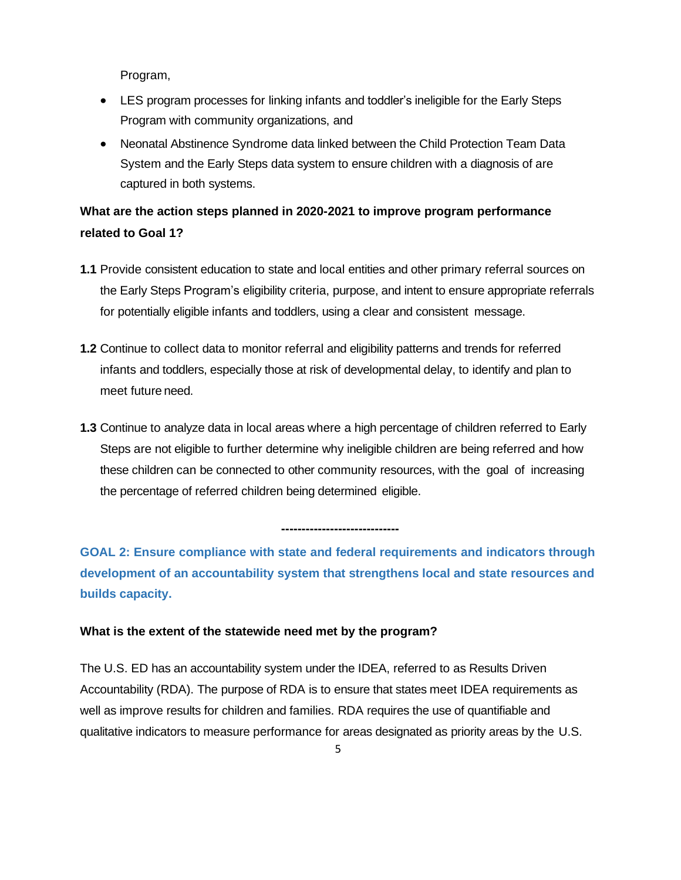Program,

- LES program processes for linking infants and toddler's ineligible for the Early Steps Program with community organizations, and
- Neonatal Abstinence Syndrome data linked between the Child Protection Team Data System and the Early Steps data system to ensure children with a diagnosis of are captured in both systems.

**What are the action steps planned in 2020-2021 to improve program performance related to Goal 1?**

**1.1** Provide consistent education to state and local entities and other primary referral sources on the Early Steps Program's eligibility criteria, purpose, and intent to ensure appropriate referrals for potentially eligible infants and toddlers, using a clear and consistent message.

**1.2** Continue to collect data to monitor referral and eligibility patterns and trends for referred infants and toddlers, especially those at risk of developmental delay, to identify and plan to meet future need.

**1.3** Continue to analyze data in local areas where a high percentage of children referred to Early Steps are not eligible to further determine why ineligible children are being referred and how these children can be connected to other community resources, with the goal of increasing the percentage of referred children being determined eligible.

**----------------------------**

## GOAL 2: Ensure compliance with state and federal requirements and indicators through development of an accountability system that strengthens local and state resources and builds capacity.

**What is the extent of the statewide need met by the program?**

The U.S. ED has an accountability system under the IDEA, referred to as Results Driven Accountability (RDA). The purpose of RDA is to ensure that states meet IDEA requirements as well as improve results for children and families. RDA requires the use of quantifiable and qualitative indicators to measure performance for areas designated as priority areas by the U.S.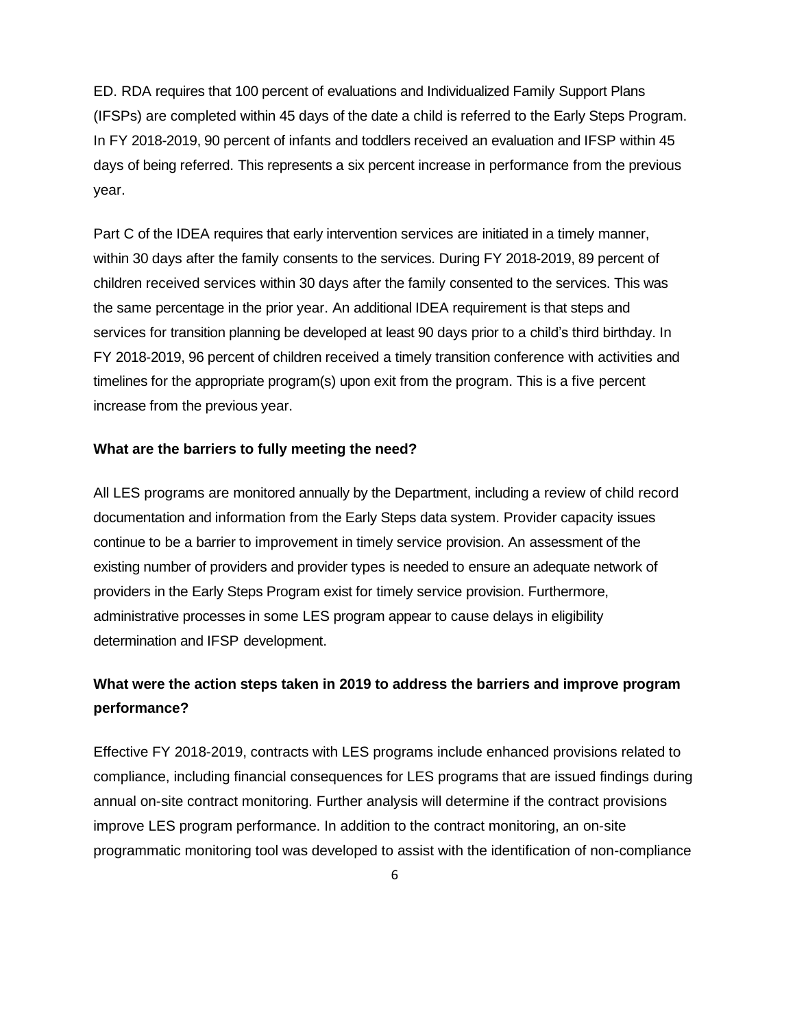ED. RDA requires that 100 percent of evaluations and Individualized Family Support Plans (IFSPs) are completed within 45 days of the date a child is referred to the Early Steps Program. In FY 2018-2019, 90 percent of infants and toddlers received an evaluation and IFSP within 45 days of being referred. This represents a six percent increase in performance from the previous year.

Part C of the IDEA requires that early intervention services are initiated in a timely manner, within 30 days after the family consents to the services. During FY 2018-2019, 89 percent of children received services within 30 days after the family consented to the services. This was the same percentage in the prior year. An additional IDEA requirement is that steps and services for transition planning be developed at least 90 days prior to a child's third birthday. In FY 2018-2019, 96 percent of children received a timely transition conference with activities and timelines for the appropriate program(s) upon exit from the program. This is a five percent increase from the previous year.

**What are the barriers to fully meeting the need?**

All LES programs are monitored annually by the Department, including a review of child record documentation and information from the Early Steps data system. Provider capacity issues continue to be a barrier to improvement in timely service provision. An assessment of the existing number of providers and provider types is needed to ensure an adequate network of providers in the Early Steps Program exist for timely service provision. Furthermore, administrative processes in some LES program appear to cause delays in eligibility determination and IFSP development.

**What were the action steps taken in 2019 to address the barriers and improve program performance?**

Effective FY 2018-2019, contracts with LES programs include enhanced provisions related to compliance, including financial consequences for LES programs that are issued findings during annual on-site contract monitoring. Further analysis will determine if the contract provisions improve LES program performance. In addition to the contract monitoring, an on-site programmatic monitoring tool was developed to assist with the identification of non-compliance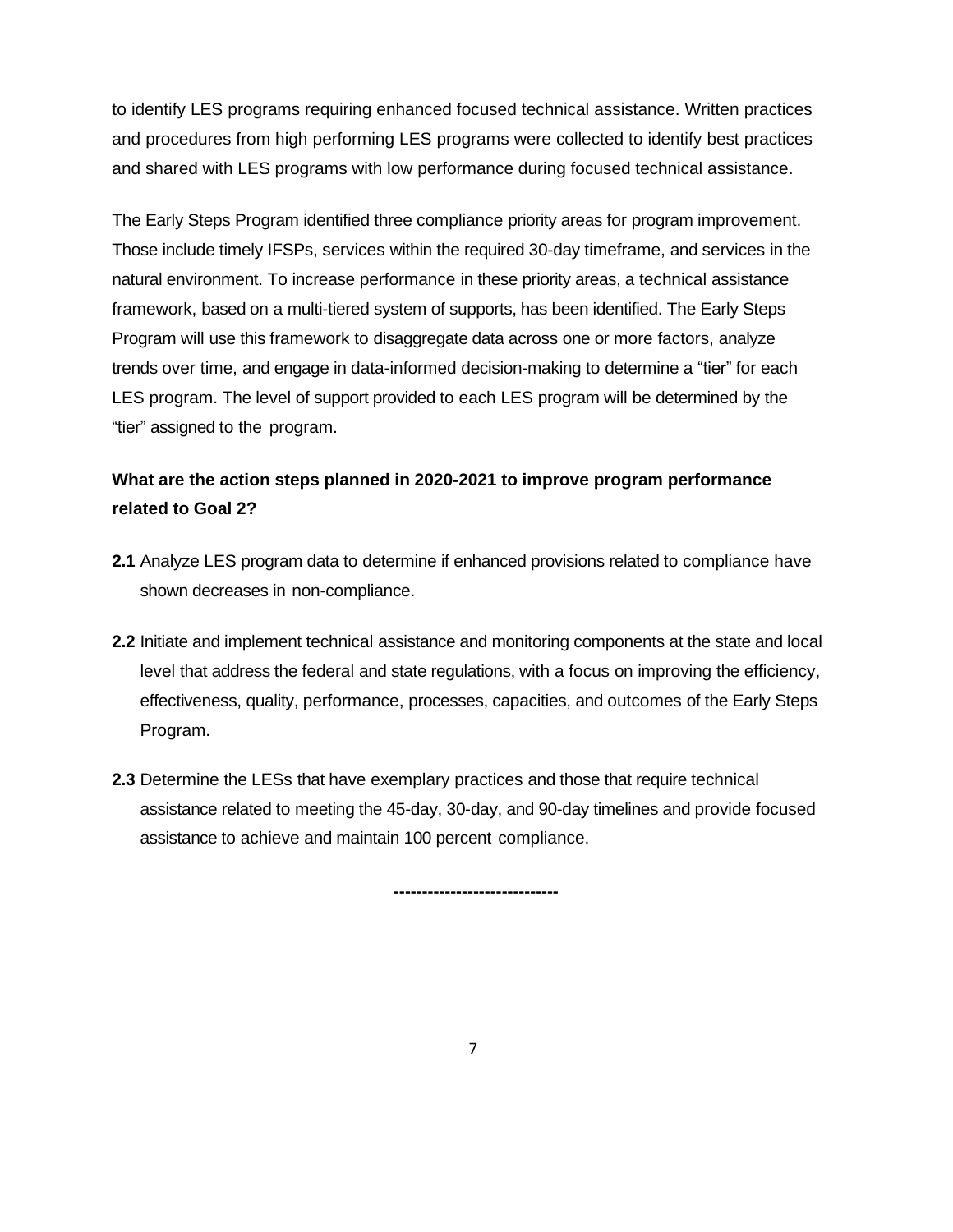to identify LES programs requiring enhanced focused technical assistance. Written practices and procedures from high performing LES programs were collected to identify best practices and shared with LES programs with low performance during focused technical assistance.

The Early Steps Program identified three compliance priority areas for program improvement. Those include timely IFSPs, services within the required 30-day timeframe, and services in the natural environment. To increase performance in these priority areas, a technical assistance framework, based on a multi-tiered system of supports, has been identified. The Early Steps Program will use this framework to disaggregate data across one or more factors, analyze trends over time, and engage in data-informed decision-making to determine a "tier" for each LES program. The level of support provided to each LES program will be determined by the "tier" assigned to the program.

**What are the action steps planned in 2020-2021 to improve program performance related to Goal 2?**

**2.1** Analyze LES program data to determine if enhanced provisions related to compliance have shown decreases in non-compliance.

**2.2** Initiate and implement technical assistance and monitoring components at the state and local level that address the federal and state regulations, with a focus on improving the efficiency, effectiveness, quality, performance, processes, capacities, and outcomes of the Early Steps Program.

**2.3** Determine the LESs that have exemplary practices and those that require technical assistance related to meeting the 45-day, 30-day, and 90-day timelines and provide focused assistance to achieve and maintain 100 percent compliance.

----------------------------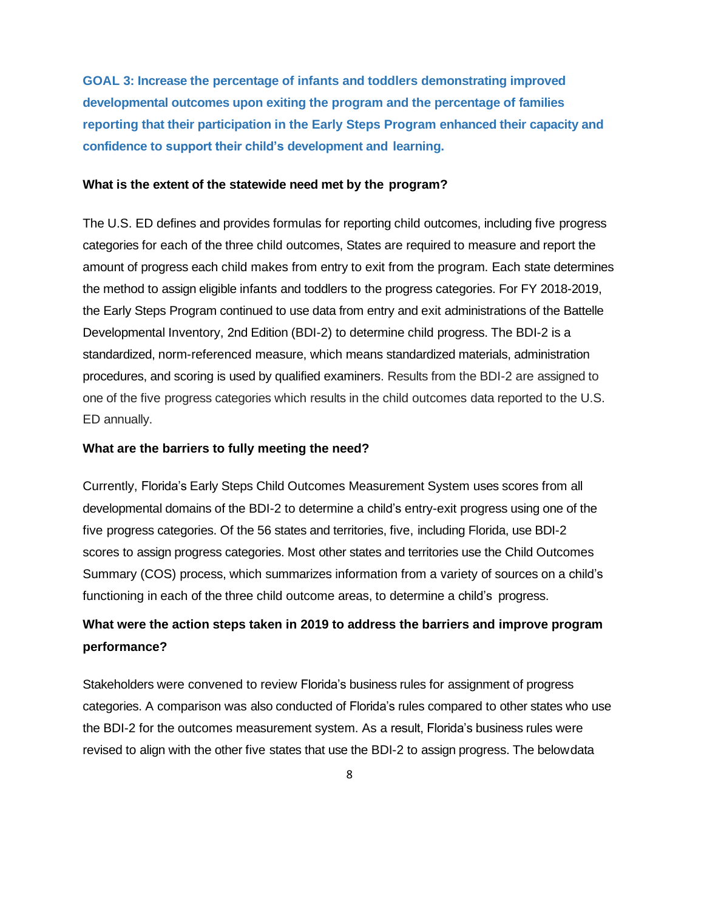**GOAL 3: Increase the percentage of infants and toddlers demonstrating improved developmental outcomes upon exiting the program and the percentage of families reporting that their participation in the Early Steps Program enhanced their capacity and confidence to support their child's development and learning.**

**What is the extent of the statewide need met by the program?**

The U.S. ED defines and provides formulas for reporting child outcomes, including five progress categories for each of the three child outcomes, States are required to measure and report the amount of progress each child makes from entry to exit from the program. Each state determines the method to assign eligible infants and toddlers to the progress categories. For FY 2018-2019, the Early Steps Program continued to use data from entry and exit administrations of the Battelle Developmental Inventory, 2nd Edition (BDI-2) to determine child progress. The BDI-2 is a standardized, norm-referenced measure, which means standardized materials, administration procedures, and scoring is used by qualified examiners. Results from the BDI-2 are assigned to one of the five progress categories which results in the child outcomes data reported to the U.S. ED annually.

**What are the barriers to fully meeting the need?**

Currently, Florida's Early Steps Child Outcomes Measurement System uses scores from all developmental domains of the BDI-2 to determine a child's entry-exit progress using one of the five progress categories. Of the 56 states and territories, five, including Florida, use BDI-2 scores to assign progress categories. Most other states and territories use the Child Outcomes Summary (COS) process, which summarizes information from a variety of sources on a child's functioning in each of the three child outcome areas, to determine a child's progress.

**What were the action steps taken in 2019 to address the barriers and improve program performance?**

Stakeholders were convened to review Florida's business rules for assignment of progress categories. A comparison was also conducted of Florida's rules compared to other states who use the BDI-2 for the outcomes measurement system. As a result, Florida's business rules were revised to align with the other five states that use the BDI-2 to assign progress. The below data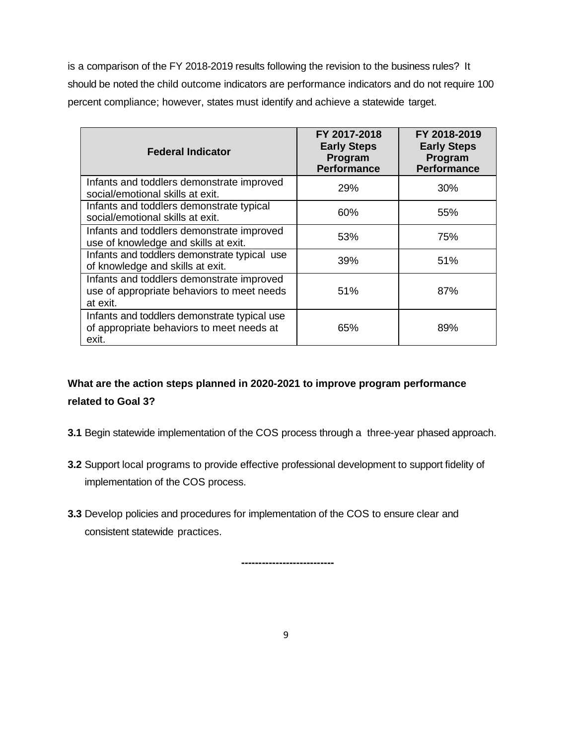is a comparison of the FY 2018-2019 results following the revision to the business rules? It should be noted the child outcome indicators are performance indicators and do not require 100 percent compliance; however, states must identify and achieve a statewide target.

| Federal Indicator | FY 2017-2018 Early Steps Program Performance | FY 2018-2019 Early Steps Program Performance |
|---|---|---|
| Infants and toddlers demonstrate improved social/emotional skills at exit. | 29% | 30% |
| Infants and toddlers demonstrate typical social/emotional skills at exit. | 60% | 55% |
| Infants and toddlers demonstrate improved use of knowledge and skills at exit. | 53% | 75% |
| Infants and toddlers demonstrate typical use of knowledge and skills at exit. | 39% | 51% |
| Infants and toddlers demonstrate improved use of appropriate behaviors to meet needs at exit. | 51% | 87% |
| Infants and toddlers demonstrate typical use of appropriate behaviors to meet needs at exit. | 65% | 89% |

**What are the action steps planned in 2020-2021 to improve program performance related to Goal 3?**

**3.1** Begin statewide implementation of the COS process through a three-year phased approach.

**3.2** Support local programs to provide effective professional development to support fidelity of implementation of the COS process.

**3.3** Develop policies and procedures for implementation of the COS to ensure clear and consistent statewide practices.

---------------------------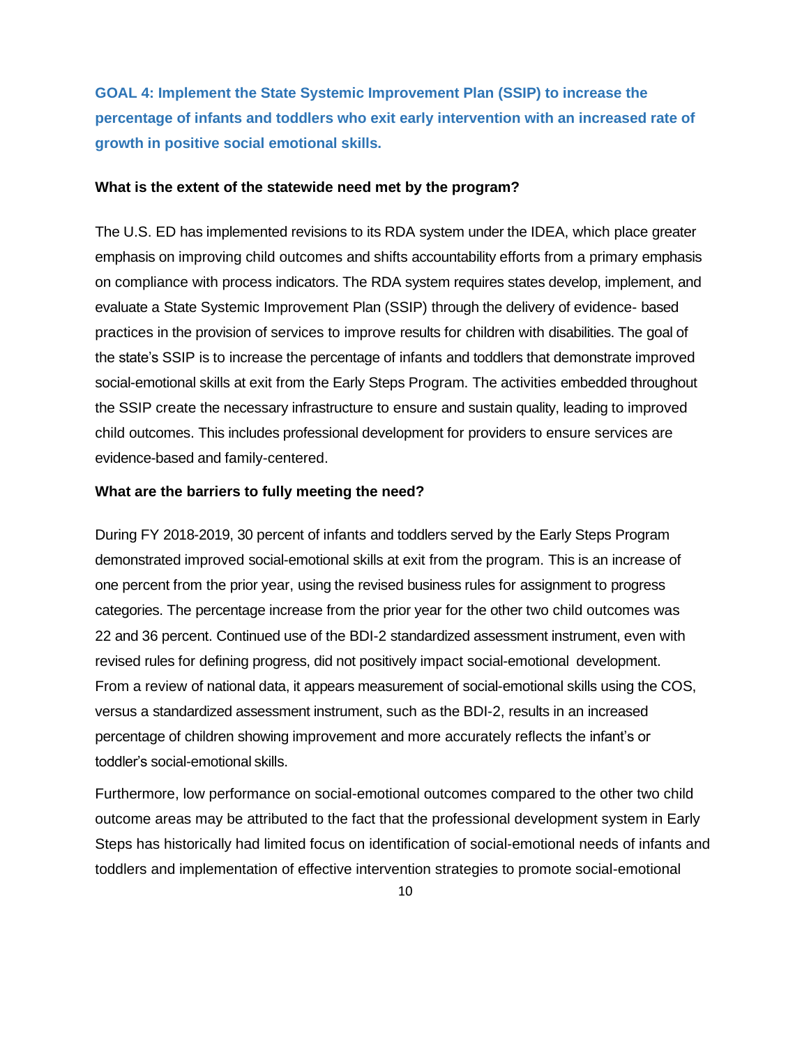## GOAL 4: Implement the State Systemic Improvement Plan (SSIP) to increase the percentage of infants and toddlers who exit early intervention with an increased rate of growth in positive social emotional skills.

**What is the extent of the statewide need met by the program?**

The U.S. ED has implemented revisions to its RDA system under the IDEA, which place greater emphasis on improving child outcomes and shifts accountability efforts from a primary emphasis on compliance with process indicators. The RDA system requires states develop, implement, and evaluate a State Systemic Improvement Plan (SSIP) through the delivery of evidence- based practices in the provision of services to improve results for children with disabilities. The goal of the state's SSIP is to increase the percentage of infants and toddlers that demonstrate improved social-emotional skills at exit from the Early Steps Program. The activities embedded throughout the SSIP create the necessary infrastructure to ensure and sustain quality, leading to improved child outcomes. This includes professional development for providers to ensure services are evidence-based and family-centered.

**What are the barriers to fully meeting the need?**

During FY 2018-2019, 30 percent of infants and toddlers served by the Early Steps Program demonstrated improved social-emotional skills at exit from the program. This is an increase of one percent from the prior year, using the revised business rules for assignment to progress categories. The percentage increase from the prior year for the other two child outcomes was 22 and 36 percent. Continued use of the BDI-2 standardized assessment instrument, even with revised rules for defining progress, did not positively impact social-emotional development. From a review of national data, it appears measurement of social-emotional skills using the COS, versus a standardized assessment instrument, such as the BDI-2, results in an increased percentage of children showing improvement and more accurately reflects the infant's or toddler's social-emotional skills.

Furthermore, low performance on social-emotional outcomes compared to the other two child outcome areas may be attributed to the fact that the professional development system in Early Steps has historically had limited focus on identification of social-emotional needs of infants and toddlers and implementation of effective intervention strategies to promote social-emotional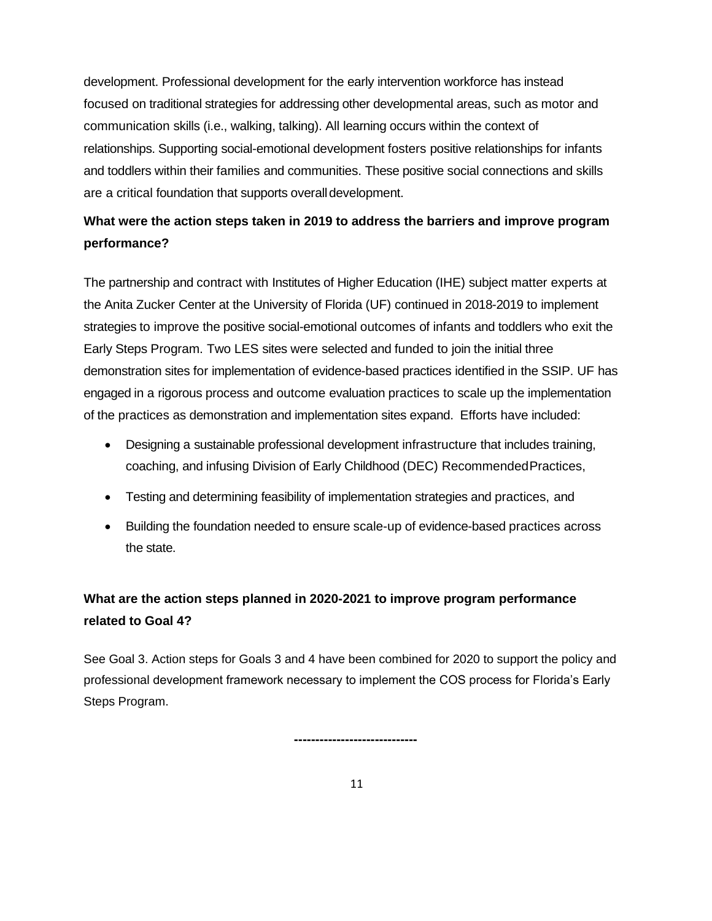development. Professional development for the early intervention workforce has instead focused on traditional strategies for addressing other developmental areas, such as motor and communication skills (i.e., walking, talking). All learning occurs within the context of relationships. Supporting social-emotional development fosters positive relationships for infants and toddlers within their families and communities. These positive social connections and skills are a critical foundation that supports overall development.

**What were the action steps taken in 2019 to address the barriers and improve program performance?**

The partnership and contract with Institutes of Higher Education (IHE) subject matter experts at the Anita Zucker Center at the University of Florida (UF) continued in 2018-2019 to implement strategies to improve the positive social-emotional outcomes of infants and toddlers who exit the Early Steps Program. Two LES sites were selected and funded to join the initial three demonstration sites for implementation of evidence-based practices identified in the SSIP. UF has engaged in a rigorous process and outcome evaluation practices to scale up the implementation of the practices as demonstration and implementation sites expand. Efforts have included:

- Designing a sustainable professional development infrastructure that includes training, coaching, and infusing Division of Early Childhood (DEC) Recommended Practices,
- Testing and determining feasibility of implementation strategies and practices, and
- Building the foundation needed to ensure scale-up of evidence-based practices across the state.

**What are the action steps planned in 2020-2021 to improve program performance related to Goal 4?**

See Goal 3. Action steps for Goals 3 and 4 have been combined for 2020 to support the policy and professional development framework necessary to implement the COS process for Florida's Early Steps Program.

-----------------------------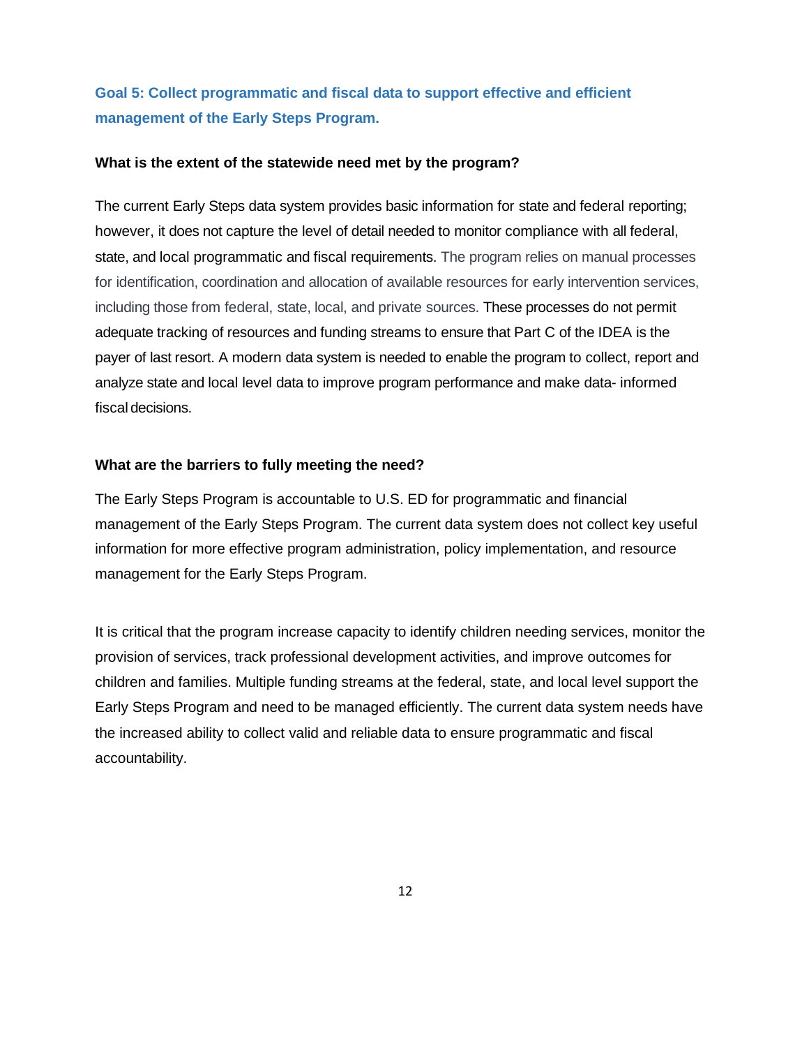## Goal 5: Collect programmatic and fiscal data to support effective and efficient management of the Early Steps Program.

**What is the extent of the statewide need met by the program?**

The current Early Steps data system provides basic information for state and federal reporting; however, it does not capture the level of detail needed to monitor compliance with all federal, state, and local programmatic and fiscal requirements. The program relies on manual processes for identification, coordination and allocation of available resources for early intervention services, including those from federal, state, local, and private sources. These processes do not permit adequate tracking of resources and funding streams to ensure that Part C of the IDEA is the payer of last resort. A modern data system is needed to enable the program to collect, report and analyze state and local level data to improve program performance and make data- informed fiscal decisions.

**What are the barriers to fully meeting the need?**

The Early Steps Program is accountable to U.S. ED for programmatic and financial management of the Early Steps Program. The current data system does not collect key useful information for more effective program administration, policy implementation, and resource management for the Early Steps Program.

It is critical that the program increase capacity to identify children needing services, monitor the provision of services, track professional development activities, and improve outcomes for children and families. Multiple funding streams at the federal, state, and local level support the Early Steps Program and need to be managed efficiently. The current data system needs have the increased ability to collect valid and reliable data to ensure programmatic and fiscal accountability.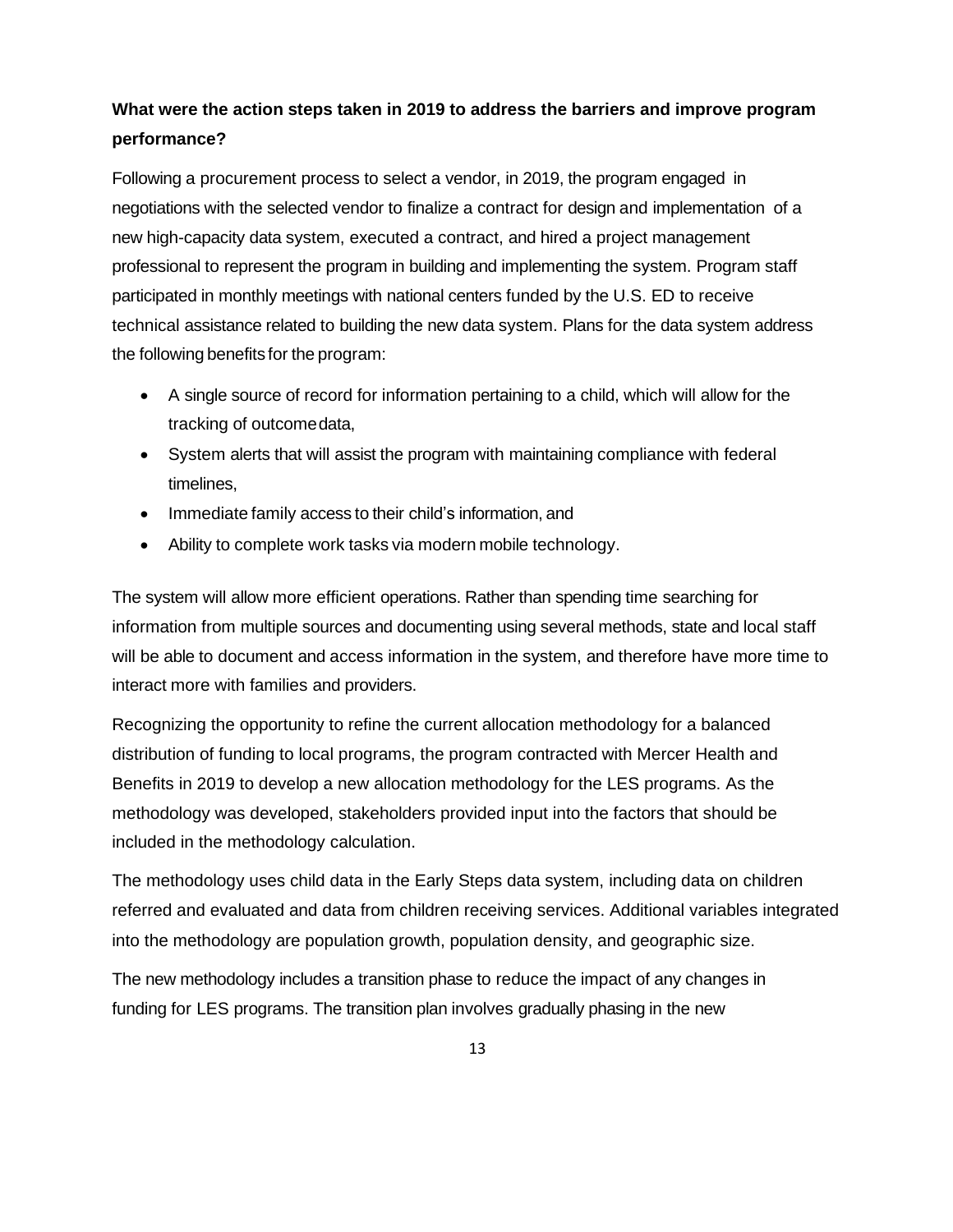**What were the action steps taken in 2019 to address the barriers and improve program performance?**

Following a procurement process to select a vendor, in 2019, the program engaged in negotiations with the selected vendor to finalize a contract for design and implementation of a new high-capacity data system, executed a contract, and hired a project management professional to represent the program in building and implementing the system. Program staff participated in monthly meetings with national centers funded by the U.S. ED to receive technical assistance related to building the new data system. Plans for the data system address the following benefits for the program:

- A single source of record for information pertaining to a child, which will allow for the tracking of outcome data,
- System alerts that will assist the program with maintaining compliance with federal timelines,
- Immediate family access to their child's information, and
- Ability to complete work tasks via modern mobile technology.

The system will allow more efficient operations. Rather than spending time searching for information from multiple sources and documenting using several methods, state and local staff will be able to document and access information in the system, and therefore have more time to interact more with families and providers.

Recognizing the opportunity to refine the current allocation methodology for a balanced distribution of funding to local programs, the program contracted with Mercer Health and Benefits in 2019 to develop a new allocation methodology for the LES programs. As the methodology was developed, stakeholders provided input into the factors that should be included in the methodology calculation.

The methodology uses child data in the Early Steps data system, including data on children referred and evaluated and data from children receiving services. Additional variables integrated into the methodology are population growth, population density, and geographic size.

The new methodology includes a transition phase to reduce the impact of any changes in funding for LES programs. The transition plan involves gradually phasing in the new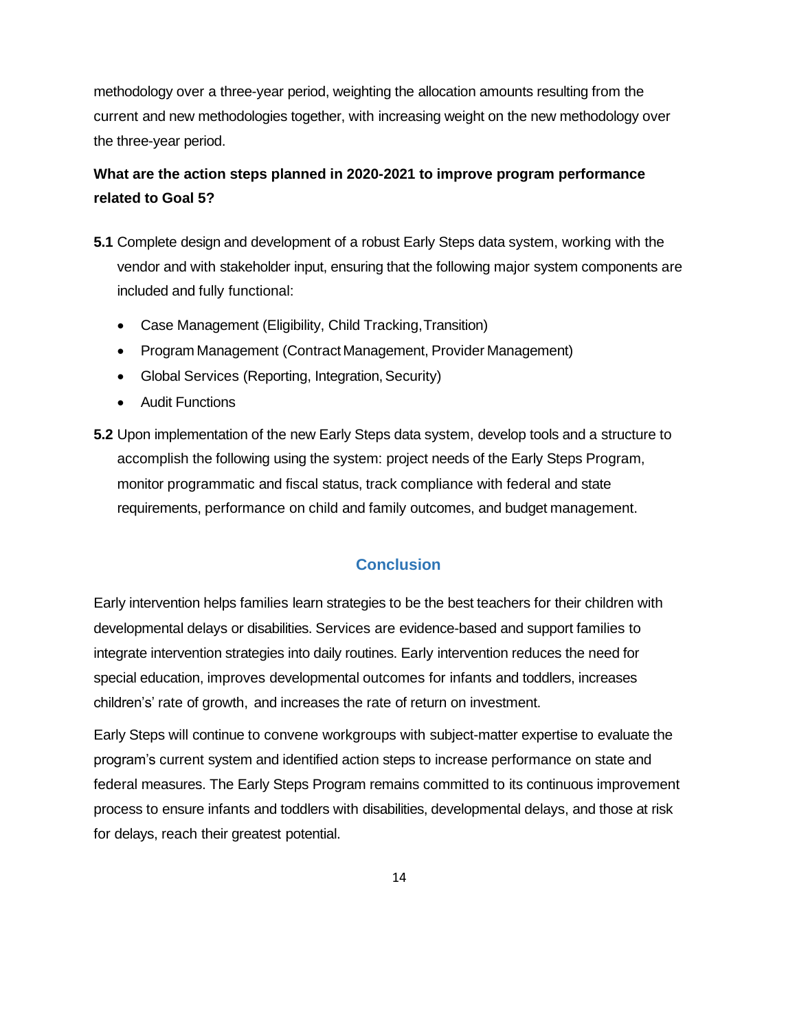methodology over a three-year period, weighting the allocation amounts resulting from the current and new methodologies together, with increasing weight on the new methodology over the three-year period.

**What are the action steps planned in 2020-2021 to improve program performance related to Goal 5?**

**5.1** Complete design and development of a robust Early Steps data system, working with the vendor and with stakeholder input, ensuring that the following major system components are included and fully functional:

- Case Management (Eligibility, Child Tracking, Transition)
- Program Management (Contract Management, Provider Management)
- Global Services (Reporting, Integration, Security)
- Audit Functions

**5.2** Upon implementation of the new Early Steps data system, develop tools and a structure to accomplish the following using the system: project needs of the Early Steps Program, monitor programmatic and fiscal status, track compliance with federal and state requirements, performance on child and family outcomes, and budget management.

## Conclusion

Early intervention helps families learn strategies to be the best teachers for their children with developmental delays or disabilities. Services are evidence-based and support families to integrate intervention strategies into daily routines. Early intervention reduces the need for special education, improves developmental outcomes for infants and toddlers, increases children's' rate of growth, and increases the rate of return on investment.

Early Steps will continue to convene workgroups with subject-matter expertise to evaluate the program's current system and identified action steps to increase performance on state and federal measures. The Early Steps Program remains committed to its continuous improvement process to ensure infants and toddlers with disabilities, developmental delays, and those at risk for delays, reach their greatest potential.